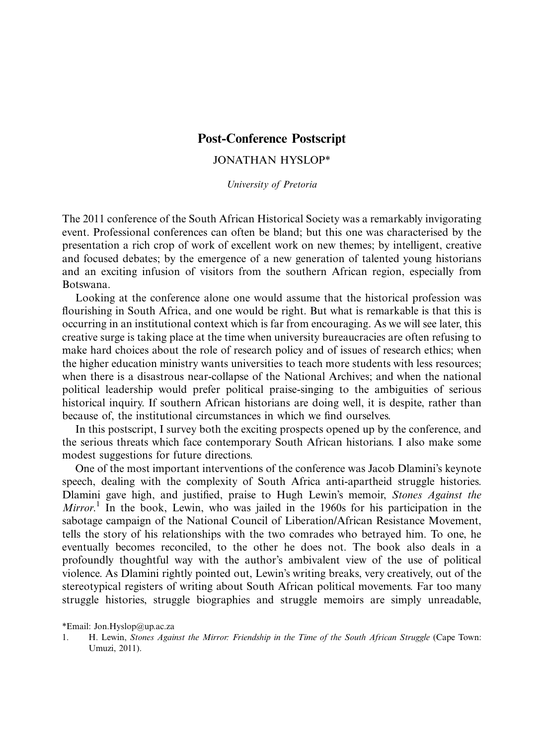# Post-Conference Postscript

JONATHAN HYSLOP*

*University of Pretoria*

The 2011 conference of the South African Historical Society was a remarkably invigorating event. Professional conferences can often be bland; but this one was characterised by the presentation a rich crop of work of excellent work on new themes; by intelligent, creative and focused debates; by the emergence of a new generation of talented young historians and an exciting infusion of visitors from the southern African region, especially from Botswana.

Looking at the conference alone one would assume that the historical profession was flourishing in South Africa, and one would be right. But what is remarkable is that this is occurring in an institutional context which is far from encouraging. As we will see later, this creative surge is taking place at the time when university bureaucracies are often refusing to make hard choices about the role of research policy and of issues of research ethics; when the higher education ministry wants universities to teach more students with less resources; when there is a disastrous near-collapse of the National Archives; and when the national political leadership would prefer political praise-singing to the ambiguities of serious historical inquiry. If southern African historians are doing well, it is despite, rather than because of, the institutional circumstances in which we find ourselves.

In this postscript, I survey both the exciting prospects opened up by the conference, and the serious threats which face contemporary South African historians. I also make some modest suggestions for future directions.

One of the most important interventions of the conference was Jacob Dlamini's keynote speech, dealing with the complexity of South Africa anti-apartheid struggle histories. Dlamini gave high, and justified, praise to Hugh Lewin's memoir, *Stones Against the Mirror*.[1] In the book, Lewin, who was jailed in the 1960s for his participation in the sabotage campaign of the National Council of Liberation/African Resistance Movement, tells the story of his relationships with the two comrades who betrayed him. To one, he eventually becomes reconciled, to the other he does not. The book also deals in a profoundly thoughtful way with the author's ambivalent view of the use of political violence. As Dlamini rightly pointed out, Lewin's writing breaks, very creatively, out of the stereotypical registers of writing about South African political movements. Far too many struggle histories, struggle biographies and struggle memoirs are simply unreadable,

*Email: Jon.Hyslop@up.ac.za

1. H. Lewin, *Stones Against the Mirror: Friendship in the Time of the South African Struggle* (Cape Town: Umuzi, 2011).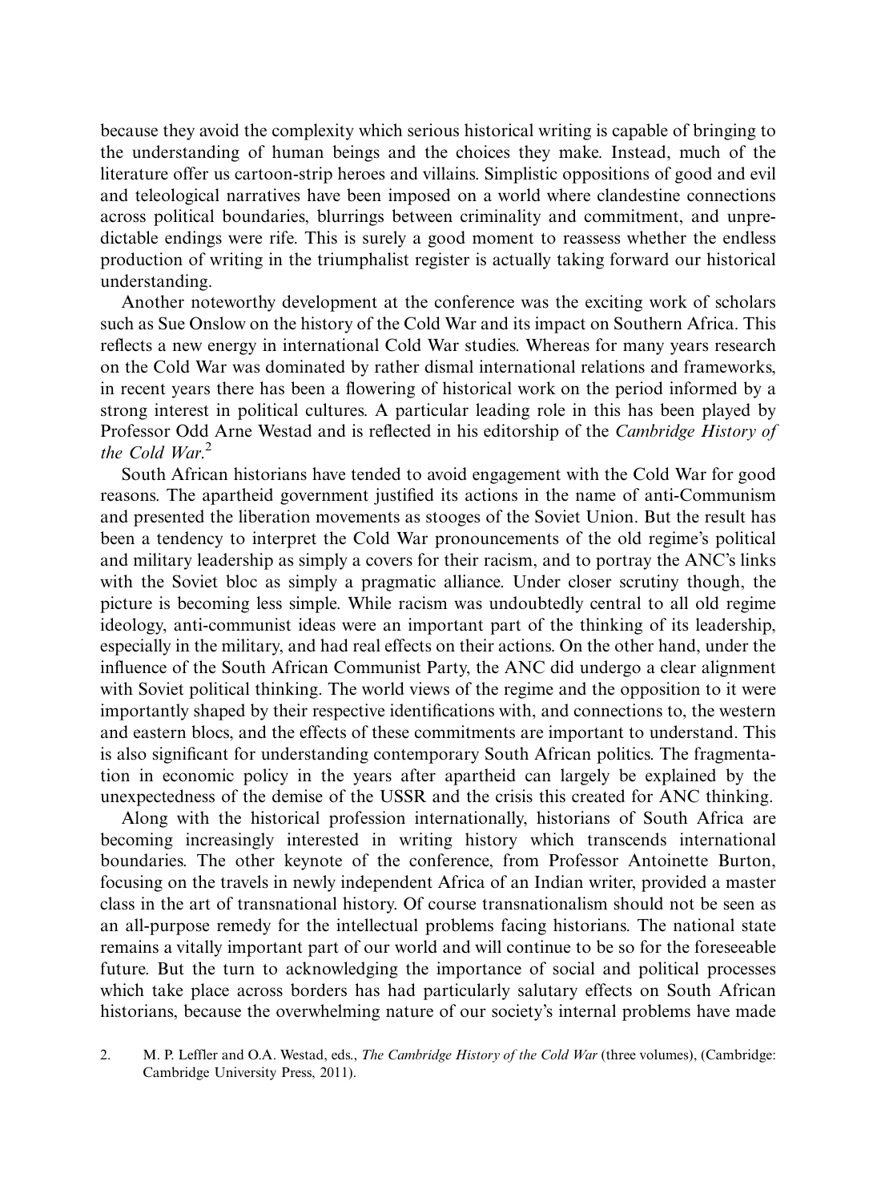because they avoid the complexity which serious historical writing is capable of bringing to the understanding of human beings and the choices they make. Instead, much of the literature offer us cartoon-strip heroes and villains. Simplistic oppositions of good and evil and teleological narratives have been imposed on a world where clandestine connections across political boundaries, blurrings between criminality and commitment, and unpredictable endings were rife. This is surely a good moment to reassess whether the endless production of writing in the triumphalist register is actually taking forward our historical understanding.

Another noteworthy development at the conference was the exciting work of scholars such as Sue Onslow on the history of the Cold War and its impact on Southern Africa. This reflects a new energy in international Cold War studies. Whereas for many years research on the Cold War was dominated by rather dismal international relations and frameworks, in recent years there has been a flowering of historical work on the period informed by a strong interest in political cultures. A particular leading role in this has been played by Professor Odd Arne Westad and is reflected in his editorship of the *Cambridge History of the Cold War*.[2]

South African historians have tended to avoid engagement with the Cold War for good reasons. The apartheid government justified its actions in the name of anti-Communism and presented the liberation movements as stooges of the Soviet Union. But the result has been a tendency to interpret the Cold War pronouncements of the old regime's political and military leadership as simply a covers for their racism, and to portray the ANC's links with the Soviet bloc as simply a pragmatic alliance. Under closer scrutiny though, the picture is becoming less simple. While racism was undoubtedly central to all old regime ideology, anti-communist ideas were an important part of the thinking of its leadership, especially in the military, and had real effects on their actions. On the other hand, under the influence of the South African Communist Party, the ANC did undergo a clear alignment with Soviet political thinking. The world views of the regime and the opposition to it were importantly shaped by their respective identifications with, and connections to, the western and eastern blocs, and the effects of these commitments are important to understand. This is also significant for understanding contemporary South African politics. The fragmentation in economic policy in the years after apartheid can largely be explained by the unexpectedness of the demise of the USSR and the crisis this created for ANC thinking.

Along with the historical profession internationally, historians of South Africa are becoming increasingly interested in writing history which transcends international boundaries. The other keynote of the conference, from Professor Antoinette Burton, focusing on the travels in newly independent Africa of an Indian writer, provided a master class in the art of transnational history. Of course transnationalism should not be seen as an all-purpose remedy for the intellectual problems facing historians. The national state remains a vitally important part of our world and will continue to be so for the foreseeable future. But the turn to acknowledging the importance of social and political processes which take place across borders has had particularly salutary effects on South African historians, because the overwhelming nature of our society's internal problems have made

2. M. P. Leffler and O.A. Westad, eds., *The Cambridge History of the Cold War* (three volumes), (Cambridge: Cambridge University Press, 2011).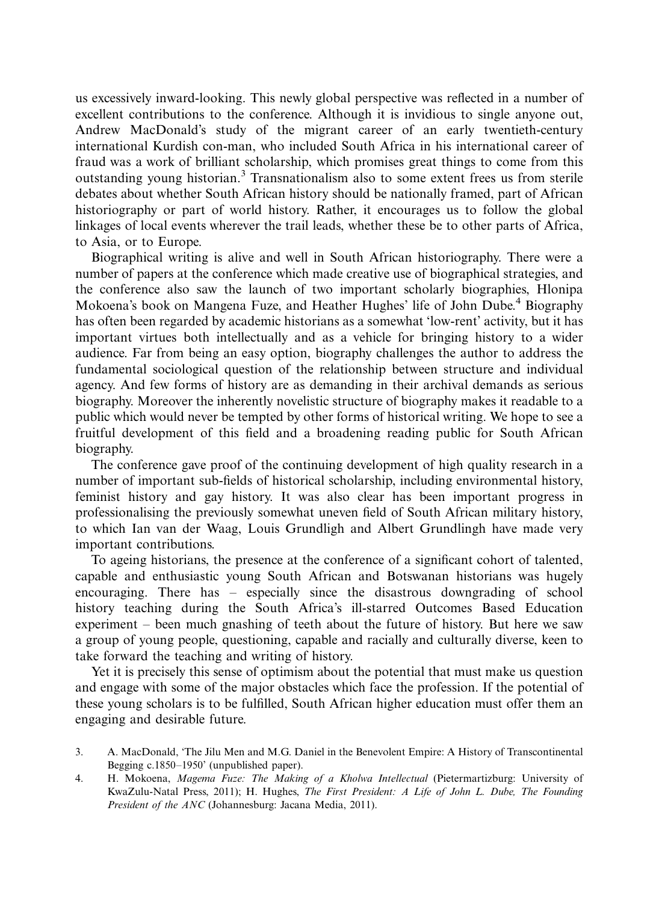us excessively inward-looking. This newly global perspective was reflected in a number of excellent contributions to the conference. Although it is invidious to single anyone out, Andrew MacDonald's study of the migrant career of an early twentieth-century international Kurdish con-man, who included South Africa in his international career of fraud was a work of brilliant scholarship, which promises great things to come from this outstanding young historian.[3] Transnationalism also to some extent frees us from sterile debates about whether South African history should be nationally framed, part of African historiography or part of world history. Rather, it encourages us to follow the global linkages of local events wherever the trail leads, whether these be to other parts of Africa, to Asia, or to Europe.

Biographical writing is alive and well in South African historiography. There were a number of papers at the conference which made creative use of biographical strategies, and the conference also saw the launch of two important scholarly biographies, Hlonipa Mokoena's book on Mangena Fuze, and Heather Hughes' life of John Dube.[4] Biography has often been regarded by academic historians as a somewhat 'low-rent' activity, but it has important virtues both intellectually and as a vehicle for bringing history to a wider audience. Far from being an easy option, biography challenges the author to address the fundamental sociological question of the relationship between structure and individual agency. And few forms of history are as demanding in their archival demands as serious biography. Moreover the inherently novelistic structure of biography makes it readable to a public which would never be tempted by other forms of historical writing. We hope to see a fruitful development of this field and a broadening reading public for South African biography.

The conference gave proof of the continuing development of high quality research in a number of important sub-fields of historical scholarship, including environmental history, feminist history and gay history. It was also clear has been important progress in professionalising the previously somewhat uneven field of South African military history, to which Ian van der Waag, Louis Grundligh and Albert Grundlingh have made very important contributions.

To ageing historians, the presence at the conference of a significant cohort of talented, capable and enthusiastic young South African and Botswanan historians was hugely encouraging. There has – especially since the disastrous downgrading of school history teaching during the South Africa's ill-starred Outcomes Based Education experiment – been much gnashing of teeth about the future of history. But here we saw a group of young people, questioning, capable and racially and culturally diverse, keen to take forward the teaching and writing of history.

Yet it is precisely this sense of optimism about the potential that must make us question and engage with some of the major obstacles which face the profession. If the potential of these young scholars is to be fulfilled, South African higher education must offer them an engaging and desirable future.

3. A. MacDonald, 'The Jilu Men and M.G. Daniel in the Benevolent Empire: A History of Transcontinental Begging c.1850–1950' (unpublished paper).

4. H. Mokoena, *Magema Fuze: The Making of a Kholwa Intellectual* (Pietermartizburg: University of KwaZulu-Natal Press, 2011); H. Hughes, *The First President: A Life of John L. Dube, The Founding President of the ANC* (Johannesburg: Jacana Media, 2011).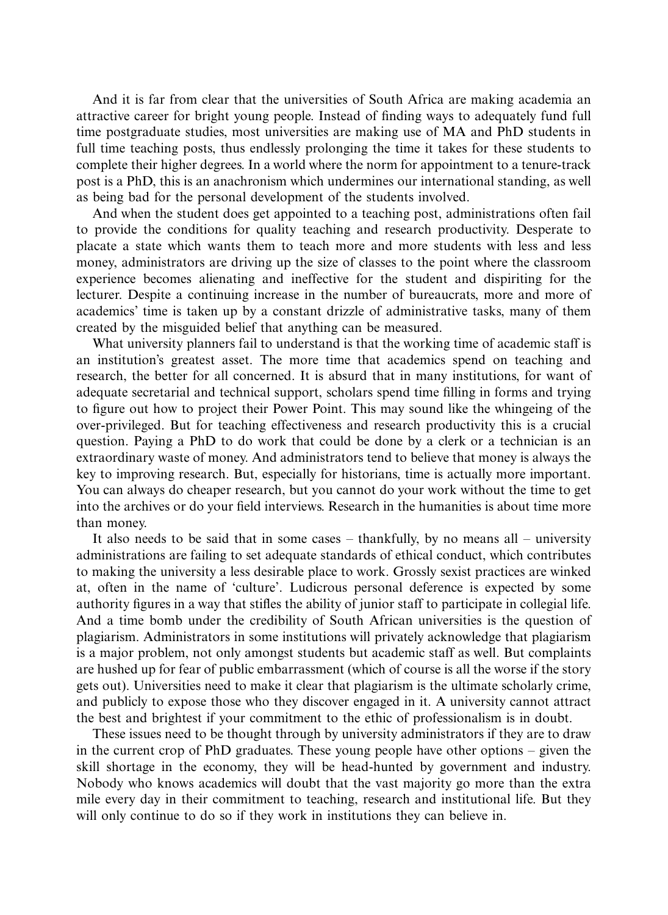And it is far from clear that the universities of South Africa are making academia an attractive career for bright young people. Instead of finding ways to adequately fund full time postgraduate studies, most universities are making use of MA and PhD students in full time teaching posts, thus endlessly prolonging the time it takes for these students to complete their higher degrees. In a world where the norm for appointment to a tenure-track post is a PhD, this is an anachronism which undermines our international standing, as well as being bad for the personal development of the students involved.

And when the student does get appointed to a teaching post, administrations often fail to provide the conditions for quality teaching and research productivity. Desperate to placate a state which wants them to teach more and more students with less and less money, administrators are driving up the size of classes to the point where the classroom experience becomes alienating and ineffective for the student and dispiriting for the lecturer. Despite a continuing increase in the number of bureaucrats, more and more of academics' time is taken up by a constant drizzle of administrative tasks, many of them created by the misguided belief that anything can be measured.

What university planners fail to understand is that the working time of academic staff is an institution's greatest asset. The more time that academics spend on teaching and research, the better for all concerned. It is absurd that in many institutions, for want of adequate secretarial and technical support, scholars spend time filling in forms and trying to figure out how to project their Power Point. This may sound like the whingeing of the over-privileged. But for teaching effectiveness and research productivity this is a crucial question. Paying a PhD to do work that could be done by a clerk or a technician is an extraordinary waste of money. And administrators tend to believe that money is always the key to improving research. But, especially for historians, time is actually more important. You can always do cheaper research, but you cannot do your work without the time to get into the archives or do your field interviews. Research in the humanities is about time more than money.

It also needs to be said that in some cases – thankfully, by no means all – university administrations are failing to set adequate standards of ethical conduct, which contributes to making the university a less desirable place to work. Grossly sexist practices are winked at, often in the name of 'culture'. Ludicrous personal deference is expected by some authority figures in a way that stifles the ability of junior staff to participate in collegial life. And a time bomb under the credibility of South African universities is the question of plagiarism. Administrators in some institutions will privately acknowledge that plagiarism is a major problem, not only amongst students but academic staff as well. But complaints are hushed up for fear of public embarrassment (which of course is all the worse if the story gets out). Universities need to make it clear that plagiarism is the ultimate scholarly crime, and publicly to expose those who they discover engaged in it. A university cannot attract the best and brightest if your commitment to the ethic of professionalism is in doubt.

These issues need to be thought through by university administrators if they are to draw in the current crop of PhD graduates. These young people have other options – given the skill shortage in the economy, they will be head-hunted by government and industry. Nobody who knows academics will doubt that the vast majority go more than the extra mile every day in their commitment to teaching, research and institutional life. But they will only continue to do so if they work in institutions they can believe in.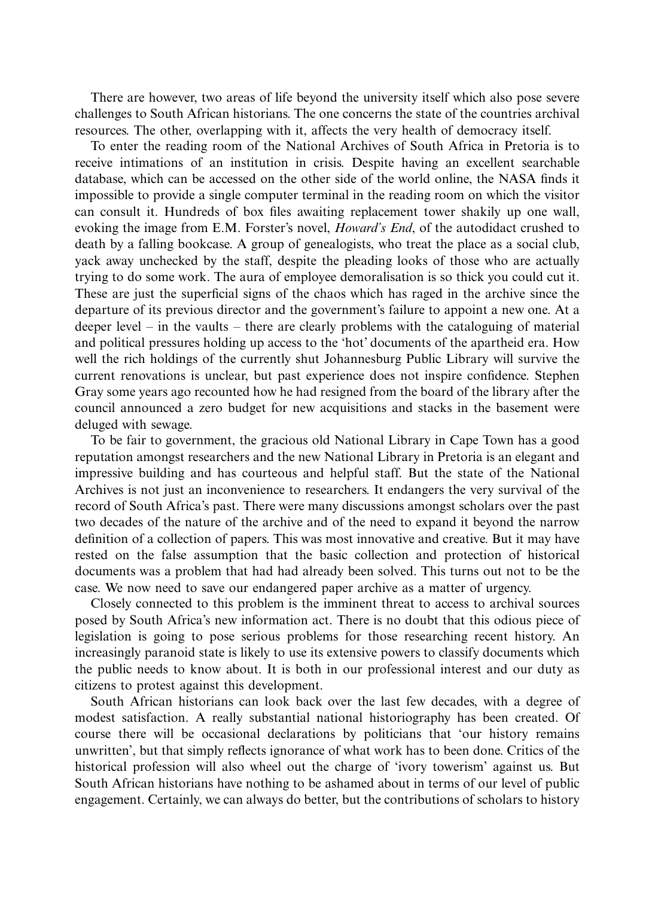There are however, two areas of life beyond the university itself which also pose severe challenges to South African historians. The one concerns the state of the countries archival resources. The other, overlapping with it, affects the very health of democracy itself.

To enter the reading room of the National Archives of South Africa in Pretoria is to receive intimations of an institution in crisis. Despite having an excellent searchable database, which can be accessed on the other side of the world online, the NASA finds it impossible to provide a single computer terminal in the reading room on which the visitor can consult it. Hundreds of box files awaiting replacement tower shakily up one wall, evoking the image from E.M. Forster's novel, *Howard's End*, of the autodidact crushed to death by a falling bookcase. A group of genealogists, who treat the place as a social club, yack away unchecked by the staff, despite the pleading looks of those who are actually trying to do some work. The aura of employee demoralisation is so thick you could cut it. These are just the superficial signs of the chaos which has raged in the archive since the departure of its previous director and the government's failure to appoint a new one. At a deeper level – in the vaults – there are clearly problems with the cataloguing of material and political pressures holding up access to the 'hot' documents of the apartheid era. How well the rich holdings of the currently shut Johannesburg Public Library will survive the current renovations is unclear, but past experience does not inspire confidence. Stephen Gray some years ago recounted how he had resigned from the board of the library after the council announced a zero budget for new acquisitions and stacks in the basement were deluged with sewage.

To be fair to government, the gracious old National Library in Cape Town has a good reputation amongst researchers and the new National Library in Pretoria is an elegant and impressive building and has courteous and helpful staff. But the state of the National Archives is not just an inconvenience to researchers. It endangers the very survival of the record of South Africa's past. There were many discussions amongst scholars over the past two decades of the nature of the archive and of the need to expand it beyond the narrow definition of a collection of papers. This was most innovative and creative. But it may have rested on the false assumption that the basic collection and protection of historical documents was a problem that had had already been solved. This turns out not to be the case. We now need to save our endangered paper archive as a matter of urgency.

Closely connected to this problem is the imminent threat to access to archival sources posed by South Africa's new information act. There is no doubt that this odious piece of legislation is going to pose serious problems for those researching recent history. An increasingly paranoid state is likely to use its extensive powers to classify documents which the public needs to know about. It is both in our professional interest and our duty as citizens to protest against this development.

South African historians can look back over the last few decades, with a degree of modest satisfaction. A really substantial national historiography has been created. Of course there will be occasional declarations by politicians that 'our history remains unwritten', but that simply reflects ignorance of what work has to been done. Critics of the historical profession will also wheel out the charge of 'ivory towerism' against us. But South African historians have nothing to be ashamed about in terms of our level of public engagement. Certainly, we can always do better, but the contributions of scholars to history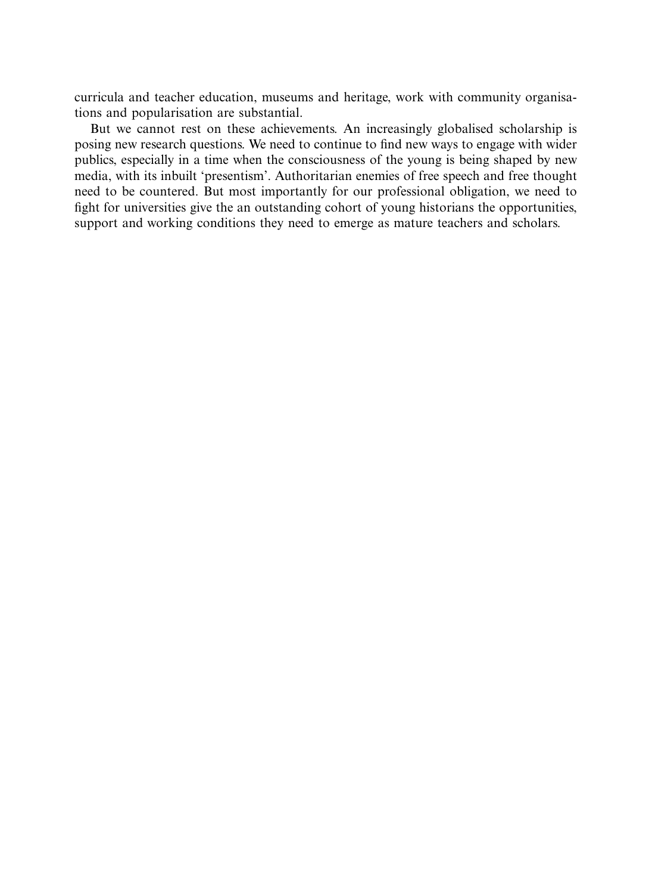curricula and teacher education, museums and heritage, work with community organisations and popularisation are substantial.

But we cannot rest on these achievements. An increasingly globalised scholarship is posing new research questions. We need to continue to find new ways to engage with wider publics, especially in a time when the consciousness of the young is being shaped by new media, with its inbuilt 'presentism'. Authoritarian enemies of free speech and free thought need to be countered. But most importantly for our professional obligation, we need to fight for universities give the an outstanding cohort of young historians the opportunities, support and working conditions they need to emerge as mature teachers and scholars.